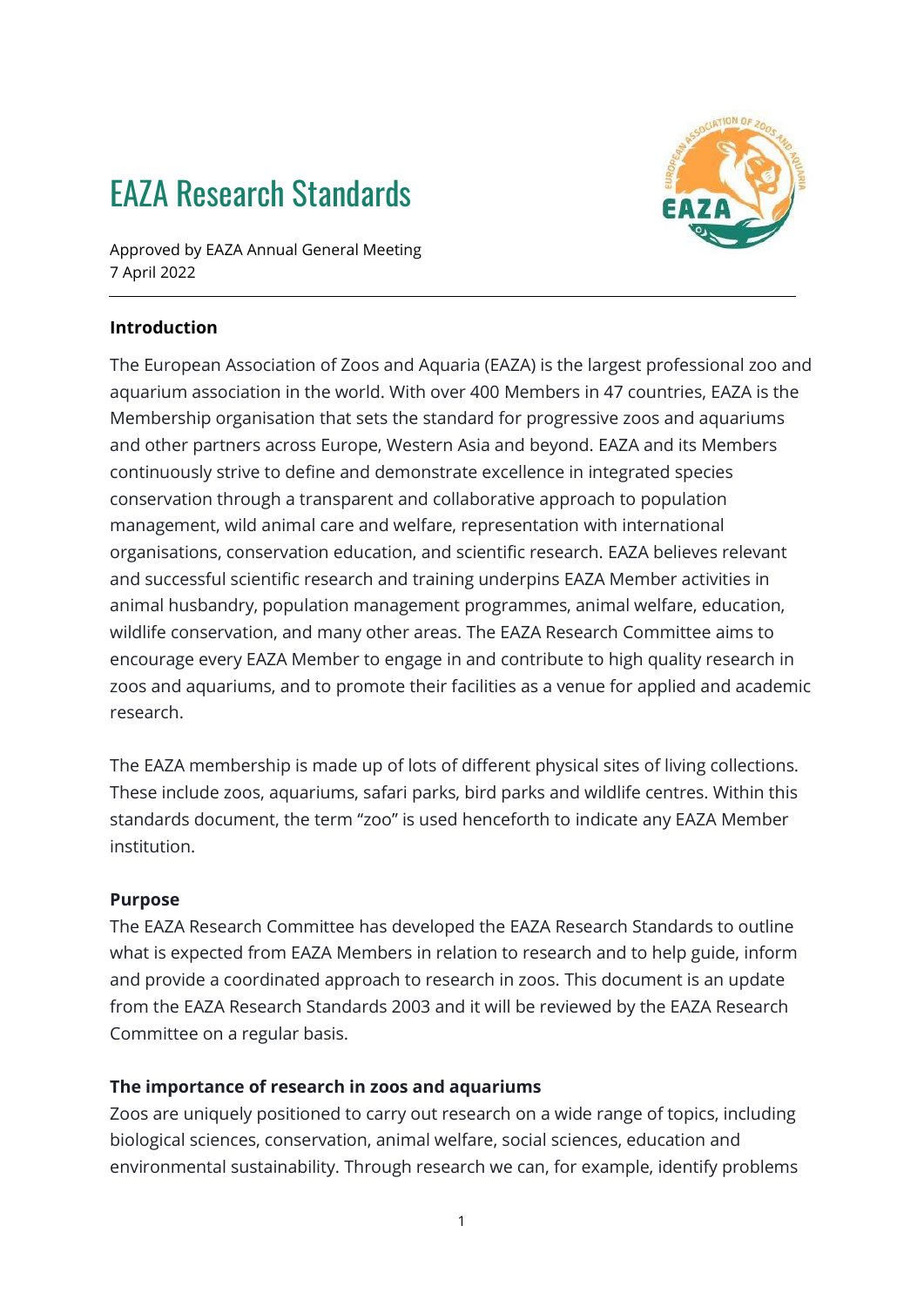# EAZA Research Standards

Approved by EAZA Annual General Meeting
7 April 2022

---

**Introduction**

The European Association of Zoos and Aquaria (EAZA) is the largest professional zoo and aquarium association in the world. With over 400 Members in 47 countries, EAZA is the Membership organisation that sets the standard for progressive zoos and aquariums and other partners across Europe, Western Asia and beyond. EAZA and its Members continuously strive to define and demonstrate excellence in integrated species conservation through a transparent and collaborative approach to population management, wild animal care and welfare, representation with international organisations, conservation education, and scientific research. EAZA believes relevant and successful scientific research and training underpins EAZA Member activities in animal husbandry, population management programmes, animal welfare, education, wildlife conservation, and many other areas. The EAZA Research Committee aims to encourage every EAZA Member to engage in and contribute to high quality research in zoos and aquariums, and to promote their facilities as a venue for applied and academic research.

The EAZA membership is made up of lots of different physical sites of living collections. These include zoos, aquariums, safari parks, bird parks and wildlife centres. Within this standards document, the term "zoo" is used henceforth to indicate any EAZA Member institution.

**Purpose**

The EAZA Research Committee has developed the EAZA Research Standards to outline what is expected from EAZA Members in relation to research and to help guide, inform and provide a coordinated approach to research in zoos. This document is an update from the EAZA Research Standards 2003 and it will be reviewed by the EAZA Research Committee on a regular basis.

**The importance of research in zoos and aquariums**

Zoos are uniquely positioned to carry out research on a wide range of topics, including biological sciences, conservation, animal welfare, social sciences, education and environmental sustainability. Through research we can, for example, identify problems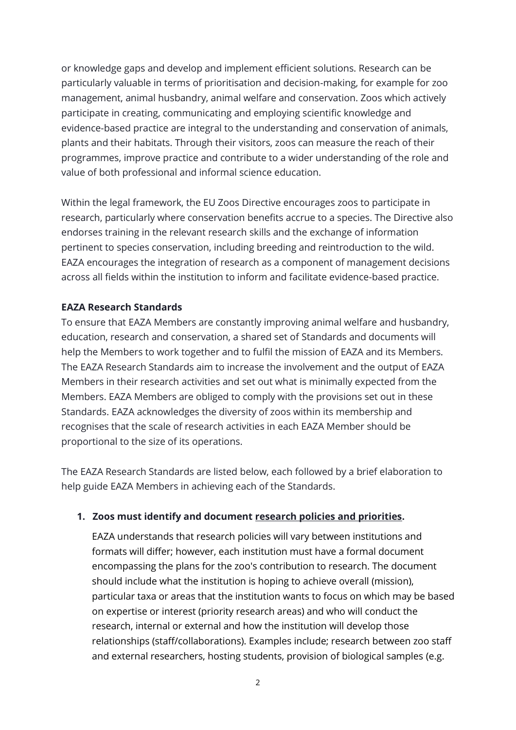or knowledge gaps and develop and implement efficient solutions. Research can be particularly valuable in terms of prioritisation and decision-making, for example for zoo management, animal husbandry, animal welfare and conservation. Zoos which actively participate in creating, communicating and employing scientific knowledge and evidence-based practice are integral to the understanding and conservation of animals, plants and their habitats. Through their visitors, zoos can measure the reach of their programmes, improve practice and contribute to a wider understanding of the role and value of both professional and informal science education.

Within the legal framework, the EU Zoos Directive encourages zoos to participate in research, particularly where conservation benefits accrue to a species. The Directive also endorses training in the relevant research skills and the exchange of information pertinent to species conservation, including breeding and reintroduction to the wild. EAZA encourages the integration of research as a component of management decisions across all fields within the institution to inform and facilitate evidence-based practice.

**EAZA Research Standards**

To ensure that EAZA Members are constantly improving animal welfare and husbandry, education, research and conservation, a shared set of Standards and documents will help the Members to work together and to fulfil the mission of EAZA and its Members. The EAZA Research Standards aim to increase the involvement and the output of EAZA Members in their research activities and set out what is minimally expected from the Members. EAZA Members are obliged to comply with the provisions set out in these Standards. EAZA acknowledges the diversity of zoos within its membership and recognises that the scale of research activities in each EAZA Member should be proportional to the size of its operations.

The EAZA Research Standards are listed below, each followed by a brief elaboration to help guide EAZA Members in achieving each of the Standards.

1. **Zoos must identify and document research policies and priorities.**

   EAZA understands that research policies will vary between institutions and formats will differ; however, each institution must have a formal document encompassing the plans for the zoo's contribution to research. The document should include what the institution is hoping to achieve overall (mission), particular taxa or areas that the institution wants to focus on which may be based on expertise or interest (priority research areas) and who will conduct the research, internal or external and how the institution will develop those relationships (staff/collaborations). Examples include; research between zoo staff and external researchers, hosting students, provision of biological samples (e.g.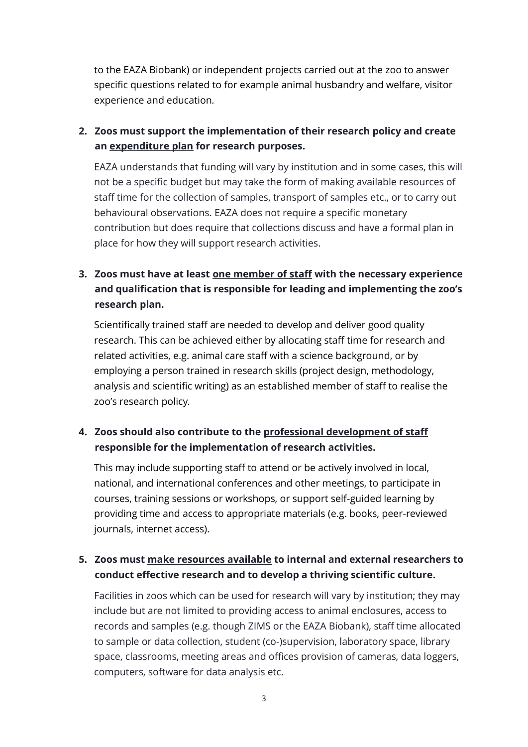to the EAZA Biobank) or independent projects carried out at the zoo to answer specific questions related to for example animal husbandry and welfare, visitor experience and education.

2. **Zoos must support the implementation of their research policy and create an <u>expenditure plan</u> for research purposes.**

   EAZA understands that funding will vary by institution and in some cases, this will not be a specific budget but may take the form of making available resources of staff time for the collection of samples, transport of samples etc., or to carry out behavioural observations. EAZA does not require a specific monetary contribution but does require that collections discuss and have a formal plan in place for how they will support research activities.

3. **Zoos must have at least <u>one member of staff</u> with the necessary experience and qualification that is responsible for leading and implementing the zoo's research plan.**

   Scientifically trained staff are needed to develop and deliver good quality research. This can be achieved either by allocating staff time for research and related activities, e.g. animal care staff with a science background, or by employing a person trained in research skills (project design, methodology, analysis and scientific writing) as an established member of staff to realise the zoo's research policy.

4. **Zoos should also contribute to the <u>professional development of staff</u> responsible for the implementation of research activities.**

   This may include supporting staff to attend or be actively involved in local, national, and international conferences and other meetings, to participate in courses, training sessions or workshops, or support self-guided learning by providing time and access to appropriate materials (e.g. books, peer-reviewed journals, internet access).

5. **Zoos must <u>make resources available</u> to internal and external researchers to conduct effective research and to develop a thriving scientific culture.**

   Facilities in zoos which can be used for research will vary by institution; they may include but are not limited to providing access to animal enclosures, access to records and samples (e.g. though ZIMS or the EAZA Biobank), staff time allocated to sample or data collection, student (co-)supervision, laboratory space, library space, classrooms, meeting areas and offices provision of cameras, data loggers, computers, software for data analysis etc.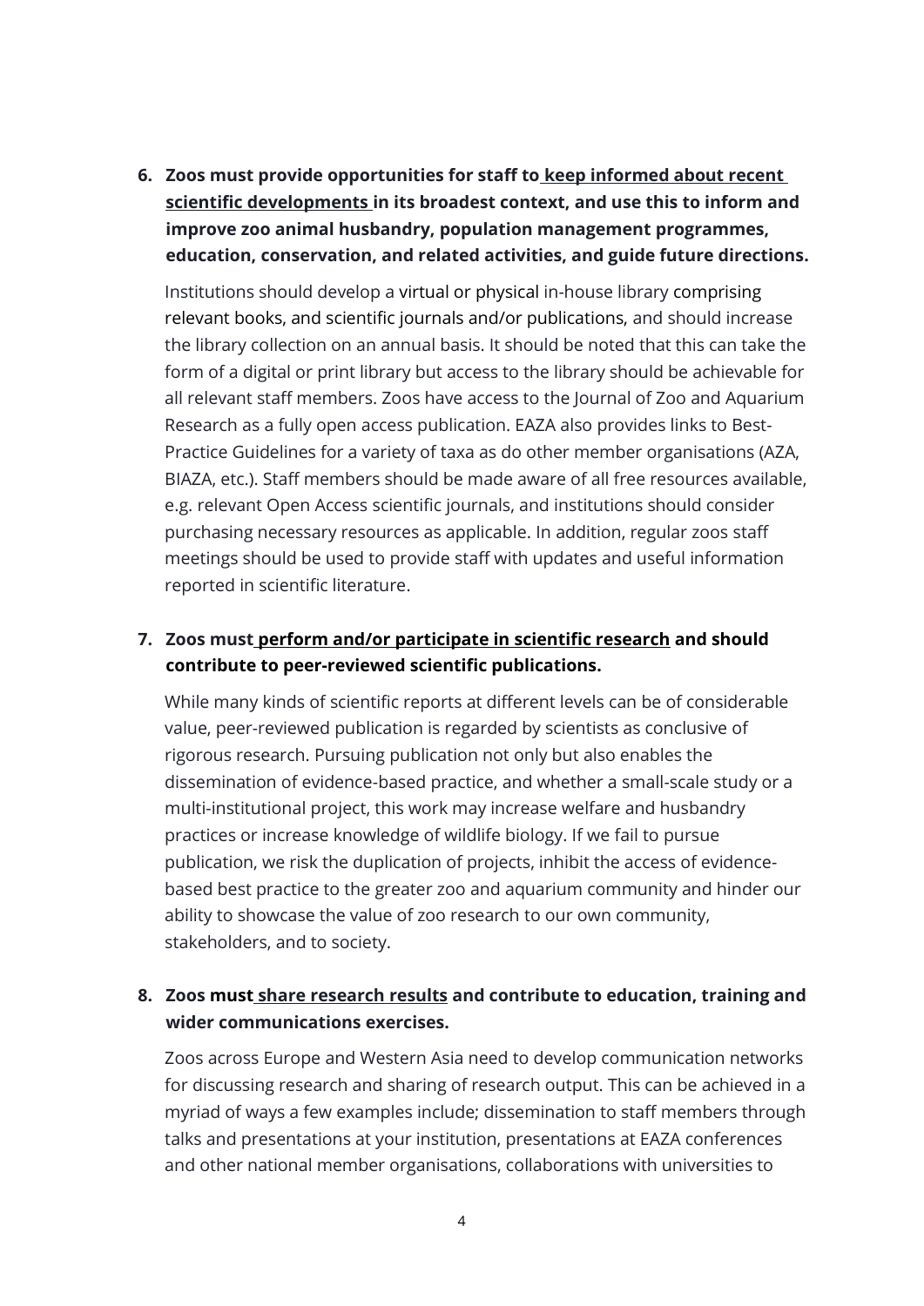6. **Zoos must provide opportunities for staff to <u>keep informed about recent scientific developments</u> in its broadest context, and use this to inform and improve zoo animal husbandry, population management programmes, education, conservation, and related activities, and guide future directions.**

   Institutions should develop a virtual or physical in-house library comprising relevant books, and scientific journals and/or publications, and should increase the library collection on an annual basis. It should be noted that this can take the form of a digital or print library but access to the library should be achievable for all relevant staff members. Zoos have access to the Journal of Zoo and Aquarium Research as a fully open access publication. EAZA also provides links to Best-Practice Guidelines for a variety of taxa as do other member organisations (AZA, BIAZA, etc.). Staff members should be made aware of all free resources available, e.g. relevant Open Access scientific journals, and institutions should consider purchasing necessary resources as applicable. In addition, regular zoos staff meetings should be used to provide staff with updates and useful information reported in scientific literature.

7. **Zoos must <u>perform and/or participate in scientific research</u> and should contribute to peer-reviewed scientific publications.**

   While many kinds of scientific reports at different levels can be of considerable value, peer-reviewed publication is regarded by scientists as conclusive of rigorous research. Pursuing publication not only but also enables the dissemination of evidence-based practice, and whether a small-scale study or a multi-institutional project, this work may increase welfare and husbandry practices or increase knowledge of wildlife biology. If we fail to pursue publication, we risk the duplication of projects, inhibit the access of evidence-based best practice to the greater zoo and aquarium community and hinder our ability to showcase the value of zoo research to our own community, stakeholders, and to society.

8. **Zoos must <u>share research results</u> and contribute to education, training and wider communications exercises.**

   Zoos across Europe and Western Asia need to develop communication networks for discussing research and sharing of research output. This can be achieved in a myriad of ways a few examples include; dissemination to staff members through talks and presentations at your institution, presentations at EAZA conferences and other national member organisations, collaborations with universities to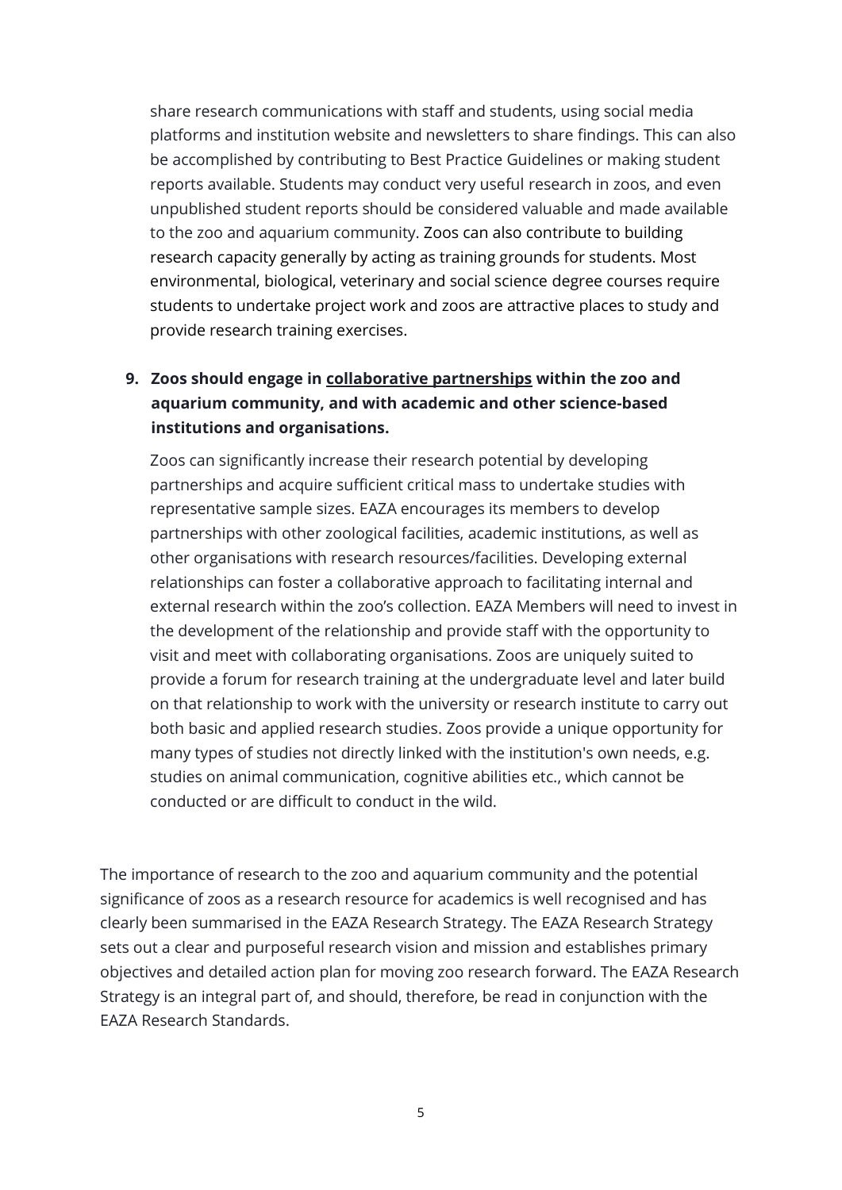share research communications with staff and students, using social media platforms and institution website and newsletters to share findings. This can also be accomplished by contributing to Best Practice Guidelines or making student reports available. Students may conduct very useful research in zoos, and even unpublished student reports should be considered valuable and made available to the zoo and aquarium community. Zoos can also contribute to building research capacity generally by acting as training grounds for students. Most environmental, biological, veterinary and social science degree courses require students to undertake project work and zoos are attractive places to study and provide research training exercises.

9. **Zoos should engage in <u>collaborative partnerships</u> within the zoo and aquarium community, and with academic and other science-based institutions and organisations.**

   Zoos can significantly increase their research potential by developing partnerships and acquire sufficient critical mass to undertake studies with representative sample sizes. EAZA encourages its members to develop partnerships with other zoological facilities, academic institutions, as well as other organisations with research resources/facilities. Developing external relationships can foster a collaborative approach to facilitating internal and external research within the zoo's collection. EAZA Members will need to invest in the development of the relationship and provide staff with the opportunity to visit and meet with collaborating organisations. Zoos are uniquely suited to provide a forum for research training at the undergraduate level and later build on that relationship to work with the university or research institute to carry out both basic and applied research studies. Zoos provide a unique opportunity for many types of studies not directly linked with the institution's own needs, e.g. studies on animal communication, cognitive abilities etc., which cannot be conducted or are difficult to conduct in the wild.

The importance of research to the zoo and aquarium community and the potential significance of zoos as a research resource for academics is well recognised and has clearly been summarised in the EAZA Research Strategy. The EAZA Research Strategy sets out a clear and purposeful research vision and mission and establishes primary objectives and detailed action plan for moving zoo research forward. The EAZA Research Strategy is an integral part of, and should, therefore, be read in conjunction with the EAZA Research Standards.